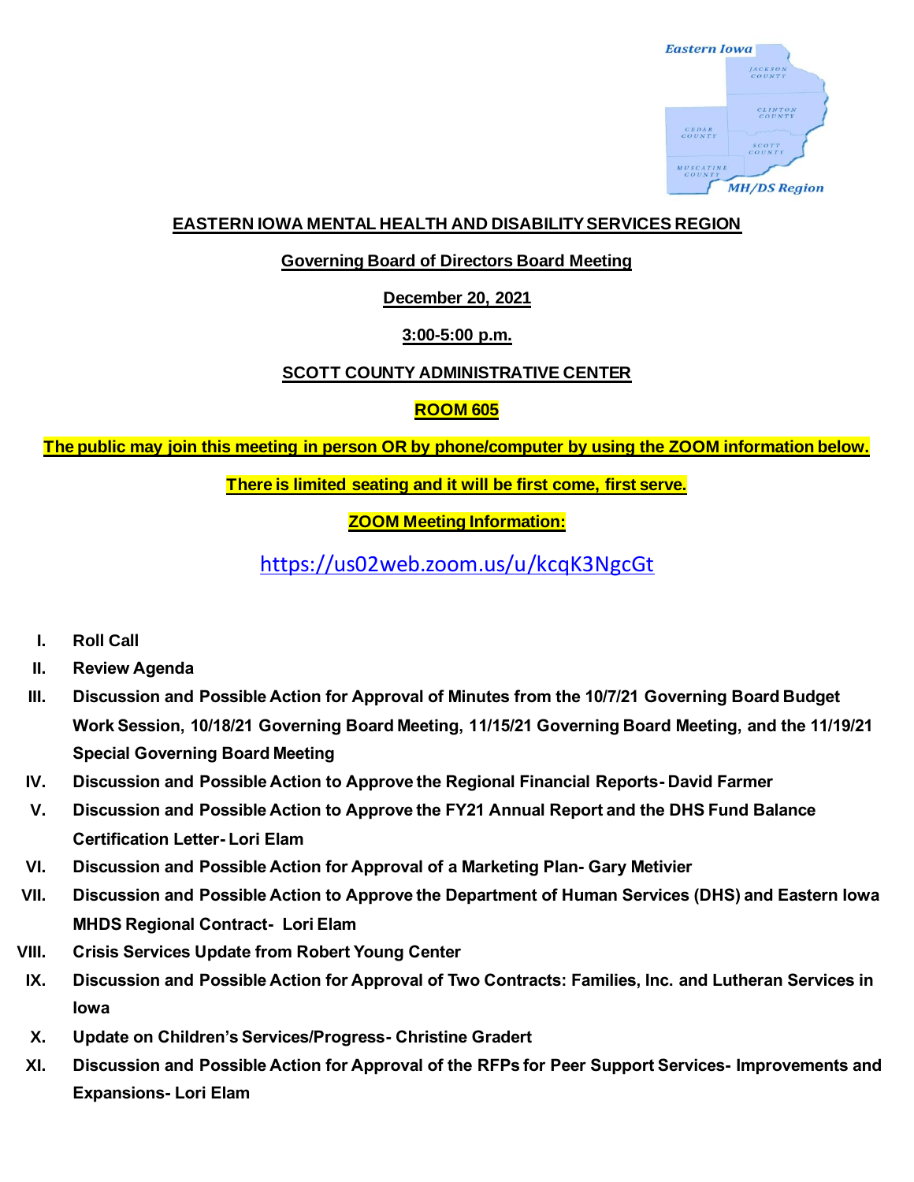**EASTERN IOWA MENTAL HEALTH AND DISABILITY SERVICES REGION**

**Governing Board of Directors Board Meeting**

**December 20, 2021**

**3:00-5:00 p.m.**

**SCOTT COUNTY ADMINISTRATIVE CENTER**

**ROOM 605**

**The public may join this meeting in person OR by phone/computer by using the ZOOM information below.**

**There is limited seating and it will be first come, first serve.**

**ZOOM Meeting Information:**

https://us02web.zoom.us/u/kcqK3NgcGt

- **I. Roll Call**
- **II. Review Agenda**
- **III. Discussion and Possible Action for Approval of Minutes from the 10/7/21 Governing Board Budget Work Session, 10/18/21 Governing Board Meeting, 11/15/21 Governing Board Meeting, and the 11/19/21 Special Governing Board Meeting**
- **IV. Discussion and Possible Action to Approve the Regional Financial Reports- David Farmer**
- **V. Discussion and Possible Action to Approve the FY21 Annual Report and the DHS Fund Balance Certification Letter- Lori Elam**
- **VI. Discussion and Possible Action for Approval of a Marketing Plan- Gary Metivier**
- **VII. Discussion and Possible Action to Approve the Department of Human Services (DHS) and Eastern Iowa MHDS Regional Contract- Lori Elam**
- **VIII. Crisis Services Update from Robert Young Center**
- **IX. Discussion and Possible Action for Approval of Two Contracts: Families, Inc. and Lutheran Services in Iowa**
- **X. Update on Children's Services/Progress- Christine Gradert**
- **XI. Discussion and Possible Action for Approval of the RFPs for Peer Support Services- Improvements and Expansions- Lori Elam**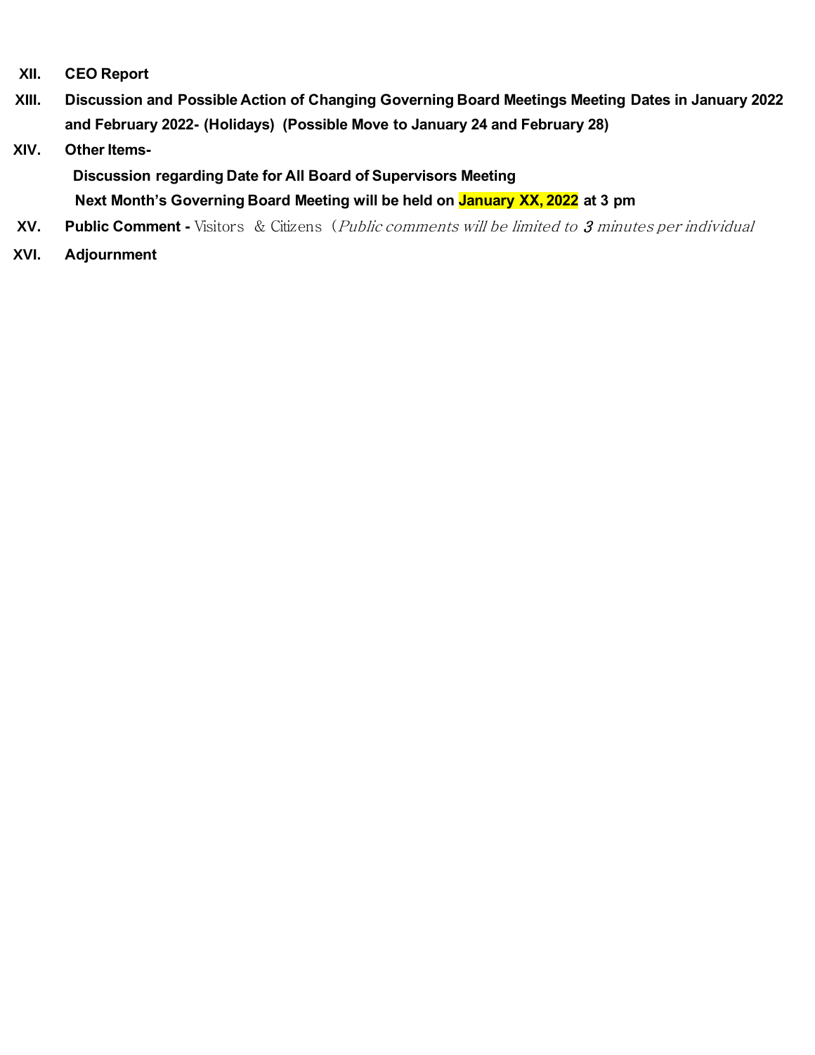XII. **CEO Report**

XIII. **Discussion and Possible Action of Changing Governing Board Meetings Meeting Dates in January 2022 and February 2022- (Holidays) (Possible Move to January 24 and February 28)**

XIV. **Other Items-**

**Discussion regarding Date for All Board of Supervisors Meeting**

**Next Month's Governing Board Meeting will be held on January XX, 2022 at 3 pm**

XV. **Public Comment -** Visitors & Citizens (*Public comments will be limited to **3** minutes per individual*

XVI. **Adjournment**